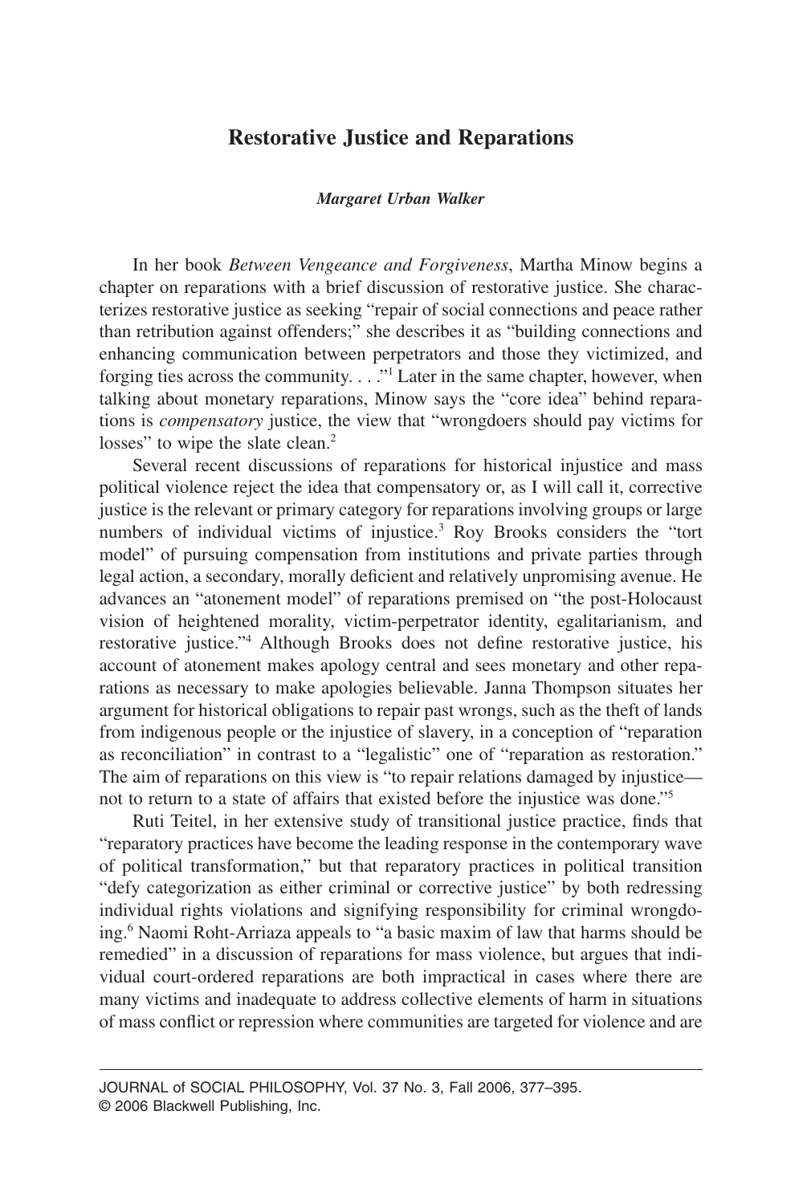# Restorative Justice and Reparations

***Margaret Urban Walker***

In her book *Between Vengeance and Forgiveness*, Martha Minow begins a chapter on reparations with a brief discussion of restorative justice. She characterizes restorative justice as seeking "repair of social connections and peace rather than retribution against offenders;" she describes it as "building connections and enhancing communication between perpetrators and those they victimized, and forging ties across the community. . . ."[1] Later in the same chapter, however, when talking about monetary reparations, Minow says the "core idea" behind reparations is *compensatory* justice, the view that "wrongdoers should pay victims for losses" to wipe the slate clean.[2]

Several recent discussions of reparations for historical injustice and mass political violence reject the idea that compensatory or, as I will call it, corrective justice is the relevant or primary category for reparations involving groups or large numbers of individual victims of injustice.[3] Roy Brooks considers the "tort model" of pursuing compensation from institutions and private parties through legal action, a secondary, morally deficient and relatively unpromising avenue. He advances an "atonement model" of reparations premised on "the post-Holocaust vision of heightened morality, victim-perpetrator identity, egalitarianism, and restorative justice."[4] Although Brooks does not define restorative justice, his account of atonement makes apology central and sees monetary and other reparations as necessary to make apologies believable. Janna Thompson situates her argument for historical obligations to repair past wrongs, such as the theft of lands from indigenous people or the injustice of slavery, in a conception of "reparation as reconciliation" in contrast to a "legalistic" one of "reparation as restoration." The aim of reparations on this view is "to repair relations damaged by injustice—not to return to a state of affairs that existed before the injustice was done."[5]

Ruti Teitel, in her extensive study of transitional justice practice, finds that "reparatory practices have become the leading response in the contemporary wave of political transformation," but that reparatory practices in political transition "defy categorization as either criminal or corrective justice" by both redressing individual rights violations and signifying responsibility for criminal wrongdoing.[6] Naomi Roht-Arriaza appeals to "a basic maxim of law that harms should be remedied" in a discussion of reparations for mass violence, but argues that individual court-ordered reparations are both impractical in cases where there are many victims and inadequate to address collective elements of harm in situations of mass conflict or repression where communities are targeted for violence and are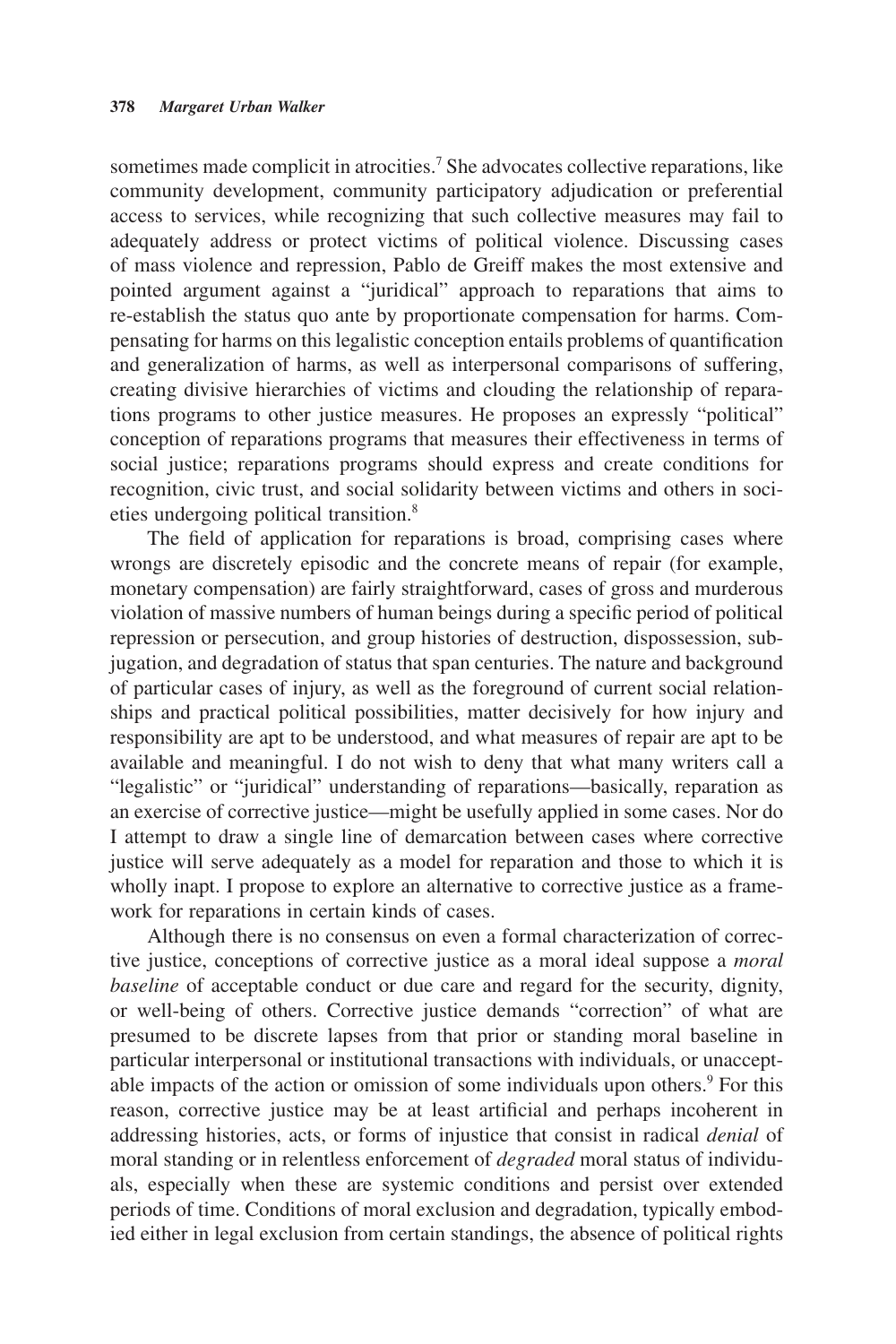sometimes made complicit in atrocities.[7] She advocates collective reparations, like community development, community participatory adjudication or preferential access to services, while recognizing that such collective measures may fail to adequately address or protect victims of political violence. Discussing cases of mass violence and repression, Pablo de Greiff makes the most extensive and pointed argument against a "juridical" approach to reparations that aims to re-establish the status quo ante by proportionate compensation for harms. Compensating for harms on this legalistic conception entails problems of quantification and generalization of harms, as well as interpersonal comparisons of suffering, creating divisive hierarchies of victims and clouding the relationship of reparations programs to other justice measures. He proposes an expressly "political" conception of reparations programs that measures their effectiveness in terms of social justice; reparations programs should express and create conditions for recognition, civic trust, and social solidarity between victims and others in societies undergoing political transition.[8]

The field of application for reparations is broad, comprising cases where wrongs are discretely episodic and the concrete means of repair (for example, monetary compensation) are fairly straightforward, cases of gross and murderous violation of massive numbers of human beings during a specific period of political repression or persecution, and group histories of destruction, dispossession, subjugation, and degradation of status that span centuries. The nature and background of particular cases of injury, as well as the foreground of current social relationships and practical political possibilities, matter decisively for how injury and responsibility are apt to be understood, and what measures of repair are apt to be available and meaningful. I do not wish to deny that what many writers call a "legalistic" or "juridical" understanding of reparations—basically, reparation as an exercise of corrective justice—might be usefully applied in some cases. Nor do I attempt to draw a single line of demarcation between cases where corrective justice will serve adequately as a model for reparation and those to which it is wholly inapt. I propose to explore an alternative to corrective justice as a framework for reparations in certain kinds of cases.

Although there is no consensus on even a formal characterization of corrective justice, conceptions of corrective justice as a moral ideal suppose a *moral baseline* of acceptable conduct or due care and regard for the security, dignity, or well-being of others. Corrective justice demands "correction" of what are presumed to be discrete lapses from that prior or standing moral baseline in particular interpersonal or institutional transactions with individuals, or unacceptable impacts of the action or omission of some individuals upon others.[9] For this reason, corrective justice may be at least artificial and perhaps incoherent in addressing histories, acts, or forms of injustice that consist in radical *denial* of moral standing or in relentless enforcement of *degraded* moral status of individuals, especially when these are systemic conditions and persist over extended periods of time. Conditions of moral exclusion and degradation, typically embodied either in legal exclusion from certain standings, the absence of political rights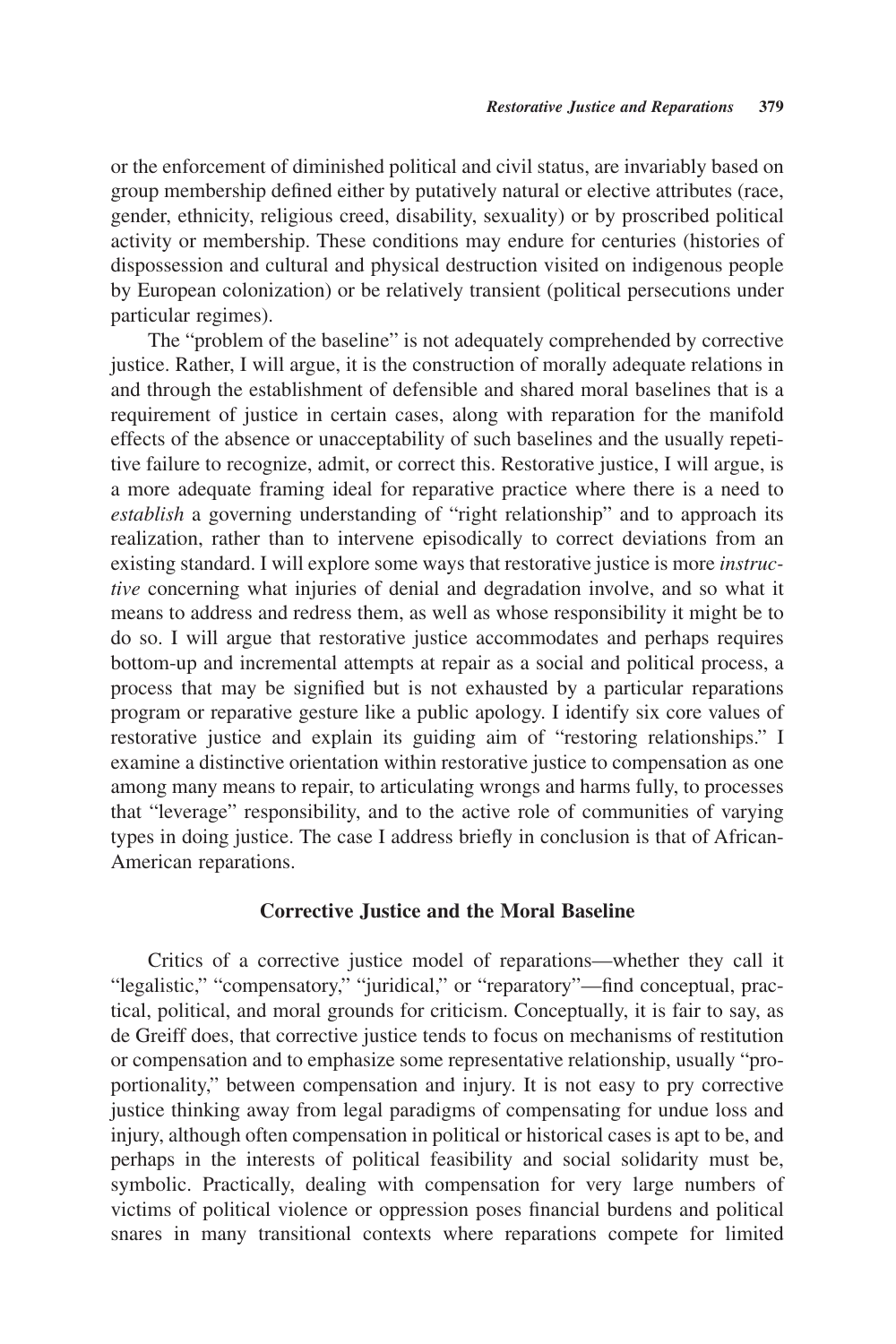or the enforcement of diminished political and civil status, are invariably based on group membership defined either by putatively natural or elective attributes (race, gender, ethnicity, religious creed, disability, sexuality) or by proscribed political activity or membership. These conditions may endure for centuries (histories of dispossession and cultural and physical destruction visited on indigenous people by European colonization) or be relatively transient (political persecutions under particular regimes).

The "problem of the baseline" is not adequately comprehended by corrective justice. Rather, I will argue, it is the construction of morally adequate relations in and through the establishment of defensible and shared moral baselines that is a requirement of justice in certain cases, along with reparation for the manifold effects of the absence or unacceptability of such baselines and the usually repetitive failure to recognize, admit, or correct this. Restorative justice, I will argue, is a more adequate framing ideal for reparative practice where there is a need to *establish* a governing understanding of "right relationship" and to approach its realization, rather than to intervene episodically to correct deviations from an existing standard. I will explore some ways that restorative justice is more *instructive* concerning what injuries of denial and degradation involve, and so what it means to address and redress them, as well as whose responsibility it might be to do so. I will argue that restorative justice accommodates and perhaps requires bottom-up and incremental attempts at repair as a social and political process, a process that may be signified but is not exhausted by a particular reparations program or reparative gesture like a public apology. I identify six core values of restorative justice and explain its guiding aim of "restoring relationships." I examine a distinctive orientation within restorative justice to compensation as one among many means to repair, to articulating wrongs and harms fully, to processes that "leverage" responsibility, and to the active role of communities of varying types in doing justice. The case I address briefly in conclusion is that of African-American reparations.

## Corrective Justice and the Moral Baseline

Critics of a corrective justice model of reparations—whether they call it "legalistic," "compensatory," "juridical," or "reparatory"—find conceptual, practical, political, and moral grounds for criticism. Conceptually, it is fair to say, as de Greiff does, that corrective justice tends to focus on mechanisms of restitution or compensation and to emphasize some representative relationship, usually "proportionality," between compensation and injury. It is not easy to pry corrective justice thinking away from legal paradigms of compensating for undue loss and injury, although often compensation in political or historical cases is apt to be, and perhaps in the interests of political feasibility and social solidarity must be, symbolic. Practically, dealing with compensation for very large numbers of victims of political violence or oppression poses financial burdens and political snares in many transitional contexts where reparations compete for limited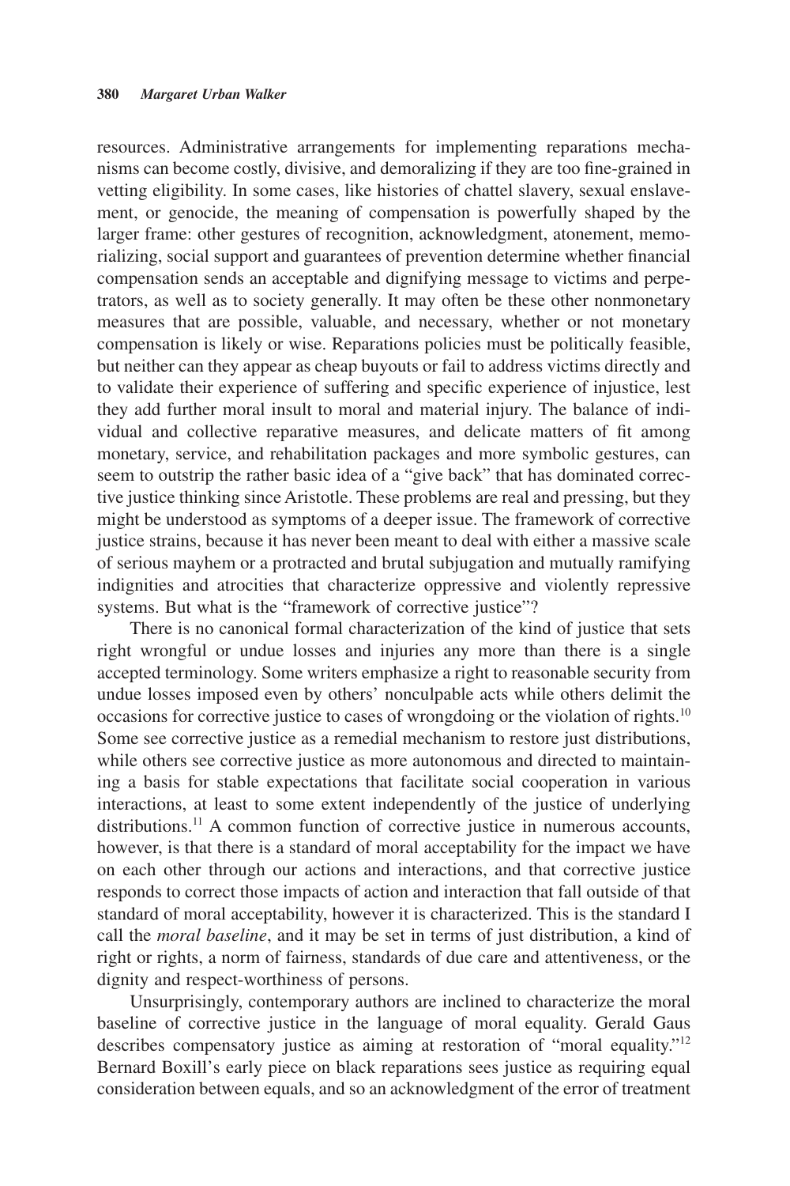resources. Administrative arrangements for implementing reparations mechanisms can become costly, divisive, and demoralizing if they are too fine-grained in vetting eligibility. In some cases, like histories of chattel slavery, sexual enslavement, or genocide, the meaning of compensation is powerfully shaped by the larger frame: other gestures of recognition, acknowledgment, atonement, memorializing, social support and guarantees of prevention determine whether financial compensation sends an acceptable and dignifying message to victims and perpetrators, as well as to society generally. It may often be these other nonmonetary measures that are possible, valuable, and necessary, whether or not monetary compensation is likely or wise. Reparations policies must be politically feasible, but neither can they appear as cheap buyouts or fail to address victims directly and to validate their experience of suffering and specific experience of injustice, lest they add further moral insult to moral and material injury. The balance of individual and collective reparative measures, and delicate matters of fit among monetary, service, and rehabilitation packages and more symbolic gestures, can seem to outstrip the rather basic idea of a "give back" that has dominated corrective justice thinking since Aristotle. These problems are real and pressing, but they might be understood as symptoms of a deeper issue. The framework of corrective justice strains, because it has never been meant to deal with either a massive scale of serious mayhem or a protracted and brutal subjugation and mutually ramifying indignities and atrocities that characterize oppressive and violently repressive systems. But what is the "framework of corrective justice"?

There is no canonical formal characterization of the kind of justice that sets right wrongful or undue losses and injuries any more than there is a single accepted terminology. Some writers emphasize a right to reasonable security from undue losses imposed even by others' nonculpable acts while others delimit the occasions for corrective justice to cases of wrongdoing or the violation of rights.[10] Some see corrective justice as a remedial mechanism to restore just distributions, while others see corrective justice as more autonomous and directed to maintaining a basis for stable expectations that facilitate social cooperation in various interactions, at least to some extent independently of the justice of underlying distributions.[11] A common function of corrective justice in numerous accounts, however, is that there is a standard of moral acceptability for the impact we have on each other through our actions and interactions, and that corrective justice responds to correct those impacts of action and interaction that fall outside of that standard of moral acceptability, however it is characterized. This is the standard I call the *moral baseline*, and it may be set in terms of just distribution, a kind of right or rights, a norm of fairness, standards of due care and attentiveness, or the dignity and respect-worthiness of persons.

Unsurprisingly, contemporary authors are inclined to characterize the moral baseline of corrective justice in the language of moral equality. Gerald Gaus describes compensatory justice as aiming at restoration of "moral equality."[12] Bernard Boxill's early piece on black reparations sees justice as requiring equal consideration between equals, and so an acknowledgment of the error of treatment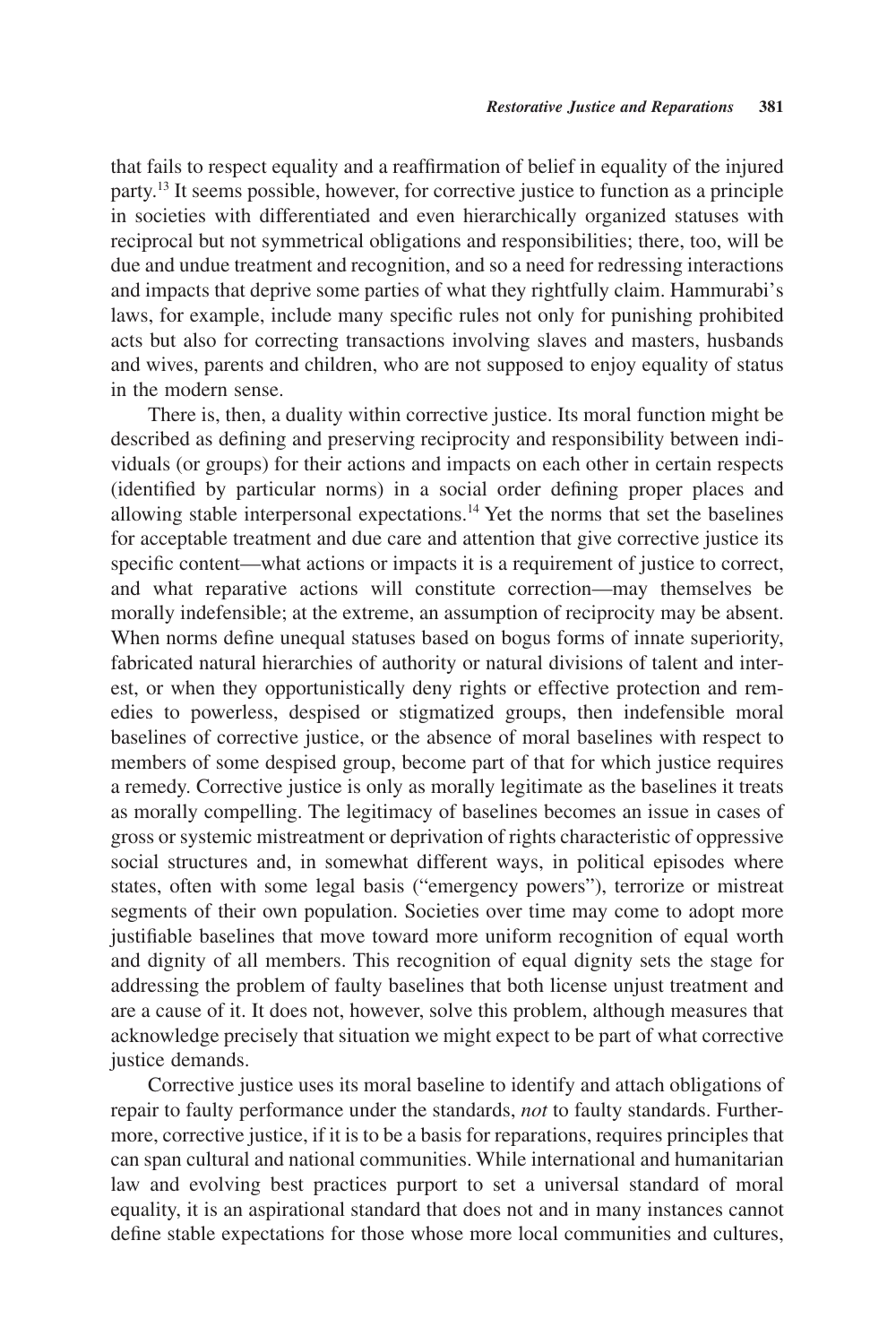that fails to respect equality and a reaffirmation of belief in equality of the injured party.[13] It seems possible, however, for corrective justice to function as a principle in societies with differentiated and even hierarchically organized statuses with reciprocal but not symmetrical obligations and responsibilities; there, too, will be due and undue treatment and recognition, and so a need for redressing interactions and impacts that deprive some parties of what they rightfully claim. Hammurabi's laws, for example, include many specific rules not only for punishing prohibited acts but also for correcting transactions involving slaves and masters, husbands and wives, parents and children, who are not supposed to enjoy equality of status in the modern sense.

There is, then, a duality within corrective justice. Its moral function might be described as defining and preserving reciprocity and responsibility between individuals (or groups) for their actions and impacts on each other in certain respects (identified by particular norms) in a social order defining proper places and allowing stable interpersonal expectations.[14] Yet the norms that set the baselines for acceptable treatment and due care and attention that give corrective justice its specific content—what actions or impacts it is a requirement of justice to correct, and what reparative actions will constitute correction—may themselves be morally indefensible; at the extreme, an assumption of reciprocity may be absent. When norms define unequal statuses based on bogus forms of innate superiority, fabricated natural hierarchies of authority or natural divisions of talent and interest, or when they opportunistically deny rights or effective protection and remedies to powerless, despised or stigmatized groups, then indefensible moral baselines of corrective justice, or the absence of moral baselines with respect to members of some despised group, become part of that for which justice requires a remedy. Corrective justice is only as morally legitimate as the baselines it treats as morally compelling. The legitimacy of baselines becomes an issue in cases of gross or systemic mistreatment or deprivation of rights characteristic of oppressive social structures and, in somewhat different ways, in political episodes where states, often with some legal basis ("emergency powers"), terrorize or mistreat segments of their own population. Societies over time may come to adopt more justifiable baselines that move toward more uniform recognition of equal worth and dignity of all members. This recognition of equal dignity sets the stage for addressing the problem of faulty baselines that both license unjust treatment and are a cause of it. It does not, however, solve this problem, although measures that acknowledge precisely that situation we might expect to be part of what corrective justice demands.

Corrective justice uses its moral baseline to identify and attach obligations of repair to faulty performance under the standards, *not* to faulty standards. Furthermore, corrective justice, if it is to be a basis for reparations, requires principles that can span cultural and national communities. While international and humanitarian law and evolving best practices purport to set a universal standard of moral equality, it is an aspirational standard that does not and in many instances cannot define stable expectations for those whose more local communities and cultures,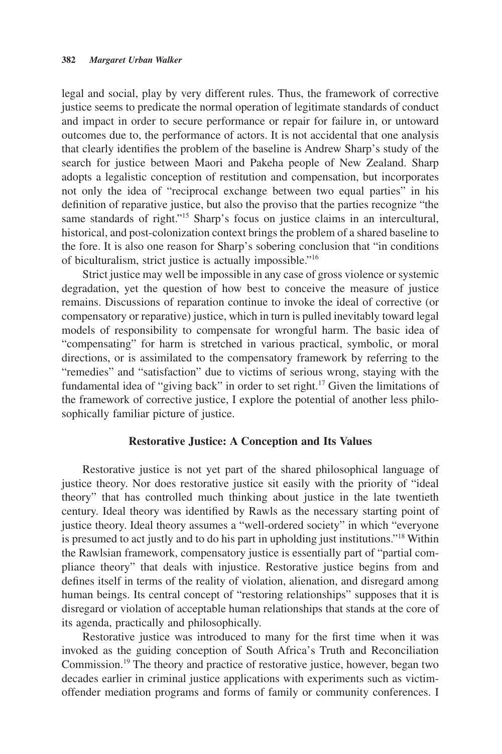legal and social, play by very different rules. Thus, the framework of corrective justice seems to predicate the normal operation of legitimate standards of conduct and impact in order to secure performance or repair for failure in, or untoward outcomes due to, the performance of actors. It is not accidental that one analysis that clearly identifies the problem of the baseline is Andrew Sharp's study of the search for justice between Maori and Pakeha people of New Zealand. Sharp adopts a legalistic conception of restitution and compensation, but incorporates not only the idea of "reciprocal exchange between two equal parties" in his definition of reparative justice, but also the proviso that the parties recognize "the same standards of right."[15] Sharp's focus on justice claims in an intercultural, historical, and post-colonization context brings the problem of a shared baseline to the fore. It is also one reason for Sharp's sobering conclusion that "in conditions of biculturalism, strict justice is actually impossible."[16]

Strict justice may well be impossible in any case of gross violence or systemic degradation, yet the question of how best to conceive the measure of justice remains. Discussions of reparation continue to invoke the ideal of corrective (or compensatory or reparative) justice, which in turn is pulled inevitably toward legal models of responsibility to compensate for wrongful harm. The basic idea of "compensating" for harm is stretched in various practical, symbolic, or moral directions, or is assimilated to the compensatory framework by referring to the "remedies" and "satisfaction" due to victims of serious wrong, staying with the fundamental idea of "giving back" in order to set right.[17] Given the limitations of the framework of corrective justice, I explore the potential of another less philosophically familiar picture of justice.

## Restorative Justice: A Conception and Its Values

Restorative justice is not yet part of the shared philosophical language of justice theory. Nor does restorative justice sit easily with the priority of "ideal theory" that has controlled much thinking about justice in the late twentieth century. Ideal theory was identified by Rawls as the necessary starting point of justice theory. Ideal theory assumes a "well-ordered society" in which "everyone is presumed to act justly and to do his part in upholding just institutions."[18] Within the Rawlsian framework, compensatory justice is essentially part of "partial compliance theory" that deals with injustice. Restorative justice begins from and defines itself in terms of the reality of violation, alienation, and disregard among human beings. Its central concept of "restoring relationships" supposes that it is disregard or violation of acceptable human relationships that stands at the core of its agenda, practically and philosophically.

Restorative justice was introduced to many for the first time when it was invoked as the guiding conception of South Africa's Truth and Reconciliation Commission.[19] The theory and practice of restorative justice, however, began two decades earlier in criminal justice applications with experiments such as victim-offender mediation programs and forms of family or community conferences. I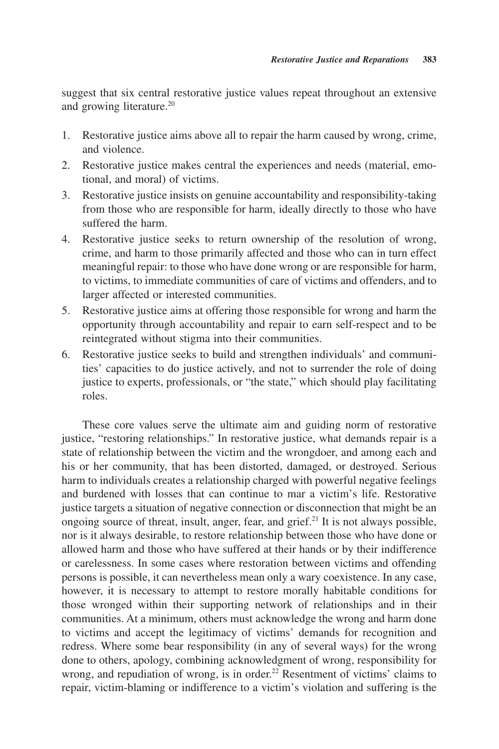suggest that six central restorative justice values repeat throughout an extensive and growing literature.[20]

1. Restorative justice aims above all to repair the harm caused by wrong, crime, and violence.
2. Restorative justice makes central the experiences and needs (material, emotional, and moral) of victims.
3. Restorative justice insists on genuine accountability and responsibility-taking from those who are responsible for harm, ideally directly to those who have suffered the harm.
4. Restorative justice seeks to return ownership of the resolution of wrong, crime, and harm to those primarily affected and those who can in turn effect meaningful repair: to those who have done wrong or are responsible for harm, to victims, to immediate communities of care of victims and offenders, and to larger affected or interested communities.
5. Restorative justice aims at offering those responsible for wrong and harm the opportunity through accountability and repair to earn self-respect and to be reintegrated without stigma into their communities.
6. Restorative justice seeks to build and strengthen individuals' and communities' capacities to do justice actively, and not to surrender the role of doing justice to experts, professionals, or "the state," which should play facilitating roles.

These core values serve the ultimate aim and guiding norm of restorative justice, "restoring relationships." In restorative justice, what demands repair is a state of relationship between the victim and the wrongdoer, and among each and his or her community, that has been distorted, damaged, or destroyed. Serious harm to individuals creates a relationship charged with powerful negative feelings and burdened with losses that can continue to mar a victim's life. Restorative justice targets a situation of negative connection or disconnection that might be an ongoing source of threat, insult, anger, fear, and grief.[21] It is not always possible, nor is it always desirable, to restore relationship between those who have done or allowed harm and those who have suffered at their hands or by their indifference or carelessness. In some cases where restoration between victims and offending persons is possible, it can nevertheless mean only a wary coexistence. In any case, however, it is necessary to attempt to restore morally habitable conditions for those wronged within their supporting network of relationships and in their communities. At a minimum, others must acknowledge the wrong and harm done to victims and accept the legitimacy of victims' demands for recognition and redress. Where some bear responsibility (in any of several ways) for the wrong done to others, apology, combining acknowledgment of wrong, responsibility for wrong, and repudiation of wrong, is in order.[22] Resentment of victims' claims to repair, victim-blaming or indifference to a victim's violation and suffering is the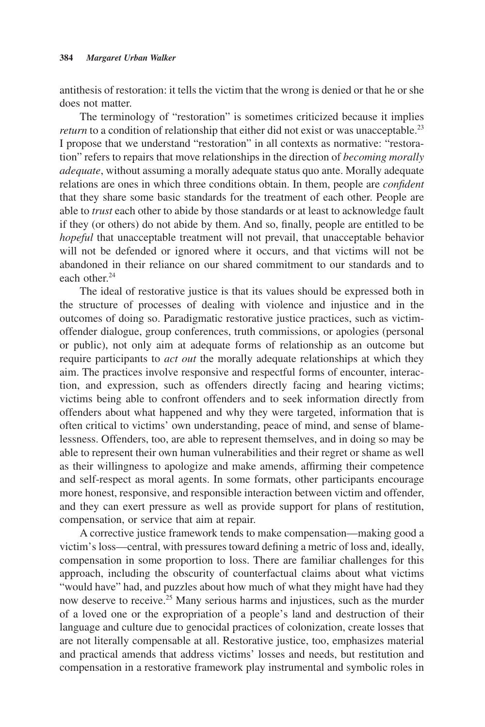antithesis of restoration: it tells the victim that the wrong is denied or that he or she does not matter.

The terminology of "restoration" is sometimes criticized because it implies *return* to a condition of relationship that either did not exist or was unacceptable.[23] I propose that we understand "restoration" in all contexts as normative: "restoration" refers to repairs that move relationships in the direction of *becoming morally adequate*, without assuming a morally adequate status quo ante. Morally adequate relations are ones in which three conditions obtain. In them, people are *confident* that they share some basic standards for the treatment of each other. People are able to *trust* each other to abide by those standards or at least to acknowledge fault if they (or others) do not abide by them. And so, finally, people are entitled to be *hopeful* that unacceptable treatment will not prevail, that unacceptable behavior will not be defended or ignored where it occurs, and that victims will not be abandoned in their reliance on our shared commitment to our standards and to each other.[24]

The ideal of restorative justice is that its values should be expressed both in the structure of processes of dealing with violence and injustice and in the outcomes of doing so. Paradigmatic restorative justice practices, such as victim-offender dialogue, group conferences, truth commissions, or apologies (personal or public), not only aim at adequate forms of relationship as an outcome but require participants to *act out* the morally adequate relationships at which they aim. The practices involve responsive and respectful forms of encounter, interaction, and expression, such as offenders directly facing and hearing victims; victims being able to confront offenders and to seek information directly from offenders about what happened and why they were targeted, information that is often critical to victims' own understanding, peace of mind, and sense of blamelessness. Offenders, too, are able to represent themselves, and in doing so may be able to represent their own human vulnerabilities and their regret or shame as well as their willingness to apologize and make amends, affirming their competence and self-respect as moral agents. In some formats, other participants encourage more honest, responsive, and responsible interaction between victim and offender, and they can exert pressure as well as provide support for plans of restitution, compensation, or service that aim at repair.

A corrective justice framework tends to make compensation—making good a victim's loss—central, with pressures toward defining a metric of loss and, ideally, compensation in some proportion to loss. There are familiar challenges for this approach, including the obscurity of counterfactual claims about what victims "would have" had, and puzzles about how much of what they might have had they now deserve to receive.[25] Many serious harms and injustices, such as the murder of a loved one or the expropriation of a people's land and destruction of their language and culture due to genocidal practices of colonization, create losses that are not literally compensable at all. Restorative justice, too, emphasizes material and practical amends that address victims' losses and needs, but restitution and compensation in a restorative framework play instrumental and symbolic roles in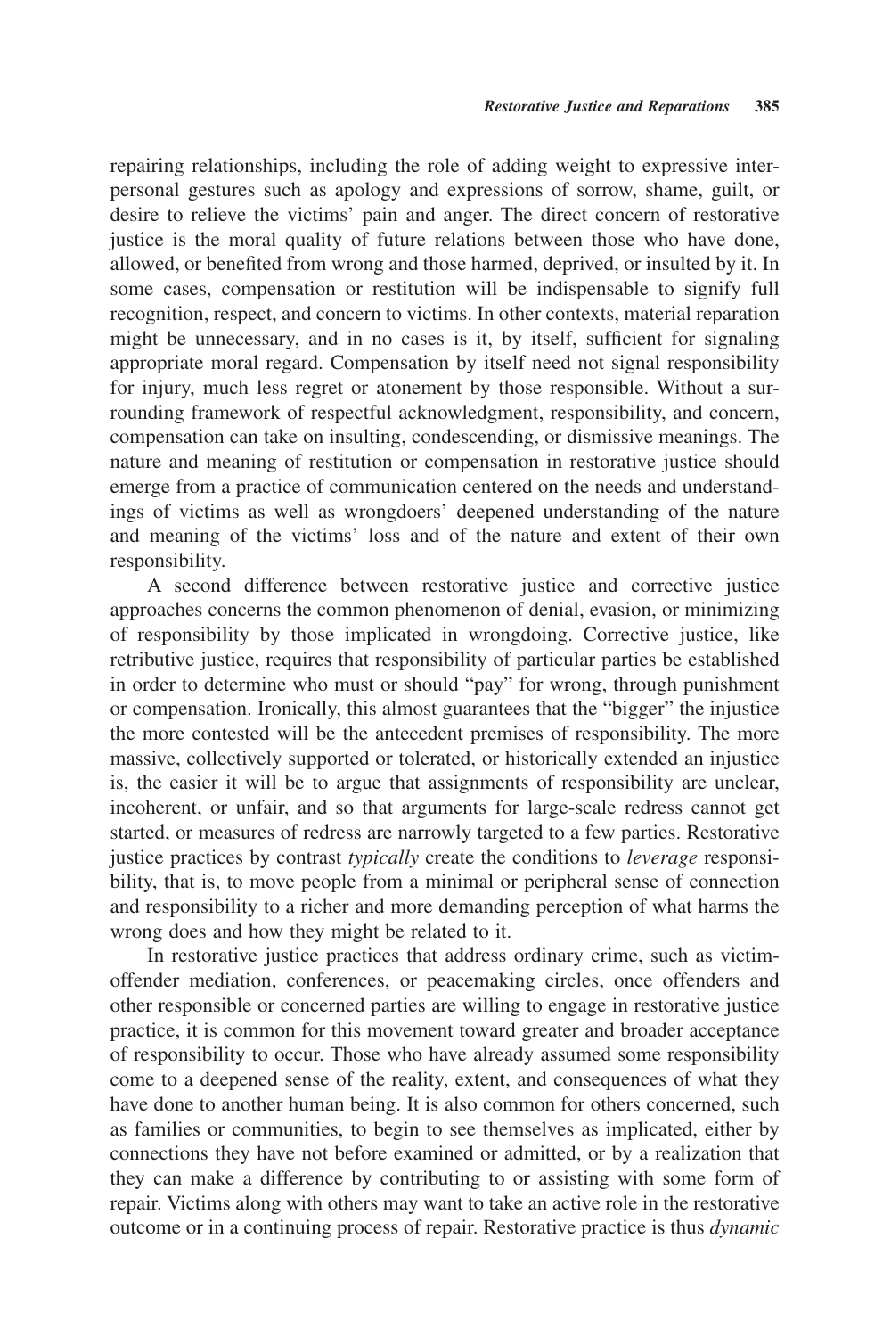repairing relationships, including the role of adding weight to expressive interpersonal gestures such as apology and expressions of sorrow, shame, guilt, or desire to relieve the victims' pain and anger. The direct concern of restorative justice is the moral quality of future relations between those who have done, allowed, or benefited from wrong and those harmed, deprived, or insulted by it. In some cases, compensation or restitution will be indispensable to signify full recognition, respect, and concern to victims. In other contexts, material reparation might be unnecessary, and in no cases is it, by itself, sufficient for signaling appropriate moral regard. Compensation by itself need not signal responsibility for injury, much less regret or atonement by those responsible. Without a surrounding framework of respectful acknowledgment, responsibility, and concern, compensation can take on insulting, condescending, or dismissive meanings. The nature and meaning of restitution or compensation in restorative justice should emerge from a practice of communication centered on the needs and understandings of victims as well as wrongdoers' deepened understanding of the nature and meaning of the victims' loss and of the nature and extent of their own responsibility.

A second difference between restorative justice and corrective justice approaches concerns the common phenomenon of denial, evasion, or minimizing of responsibility by those implicated in wrongdoing. Corrective justice, like retributive justice, requires that responsibility of particular parties be established in order to determine who must or should "pay" for wrong, through punishment or compensation. Ironically, this almost guarantees that the "bigger" the injustice the more contested will be the antecedent premises of responsibility. The more massive, collectively supported or tolerated, or historically extended an injustice is, the easier it will be to argue that assignments of responsibility are unclear, incoherent, or unfair, and so that arguments for large-scale redress cannot get started, or measures of redress are narrowly targeted to a few parties. Restorative justice practices by contrast *typically* create the conditions to *leverage* responsibility, that is, to move people from a minimal or peripheral sense of connection and responsibility to a richer and more demanding perception of what harms the wrong does and how they might be related to it.

In restorative justice practices that address ordinary crime, such as victim-offender mediation, conferences, or peacemaking circles, once offenders and other responsible or concerned parties are willing to engage in restorative justice practice, it is common for this movement toward greater and broader acceptance of responsibility to occur. Those who have already assumed some responsibility come to a deepened sense of the reality, extent, and consequences of what they have done to another human being. It is also common for others concerned, such as families or communities, to begin to see themselves as implicated, either by connections they have not before examined or admitted, or by a realization that they can make a difference by contributing to or assisting with some form of repair. Victims along with others may want to take an active role in the restorative outcome or in a continuing process of repair. Restorative practice is thus *dynamic*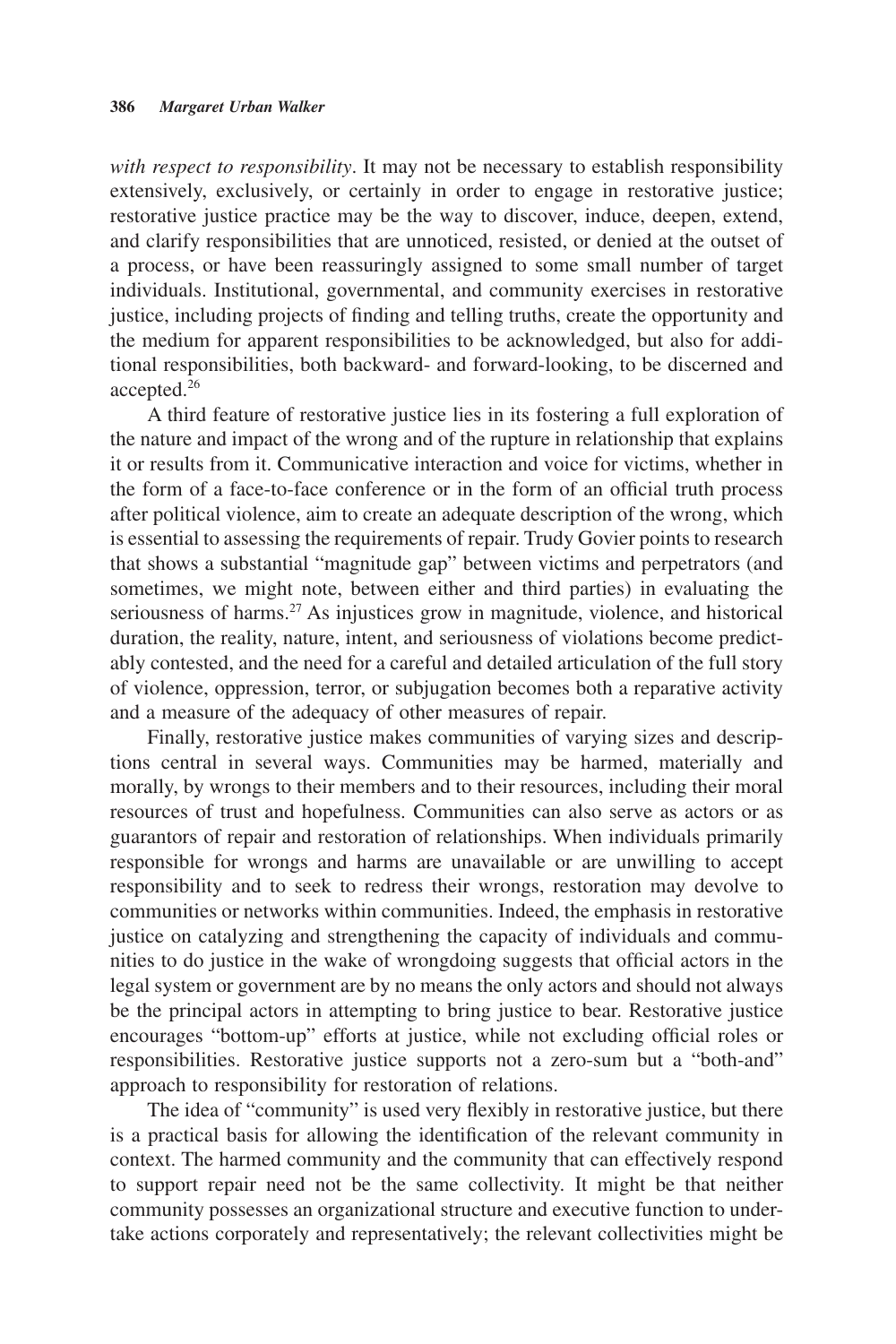*with respect to responsibility*. It may not be necessary to establish responsibility extensively, exclusively, or certainly in order to engage in restorative justice; restorative justice practice may be the way to discover, induce, deepen, extend, and clarify responsibilities that are unnoticed, resisted, or denied at the outset of a process, or have been reassuringly assigned to some small number of target individuals. Institutional, governmental, and community exercises in restorative justice, including projects of finding and telling truths, create the opportunity and the medium for apparent responsibilities to be acknowledged, but also for additional responsibilities, both backward- and forward-looking, to be discerned and accepted.[26]

A third feature of restorative justice lies in its fostering a full exploration of the nature and impact of the wrong and of the rupture in relationship that explains it or results from it. Communicative interaction and voice for victims, whether in the form of a face-to-face conference or in the form of an official truth process after political violence, aim to create an adequate description of the wrong, which is essential to assessing the requirements of repair. Trudy Govier points to research that shows a substantial "magnitude gap" between victims and perpetrators (and sometimes, we might note, between either and third parties) in evaluating the seriousness of harms.[27] As injustices grow in magnitude, violence, and historical duration, the reality, nature, intent, and seriousness of violations become predictably contested, and the need for a careful and detailed articulation of the full story of violence, oppression, terror, or subjugation becomes both a reparative activity and a measure of the adequacy of other measures of repair.

Finally, restorative justice makes communities of varying sizes and descriptions central in several ways. Communities may be harmed, materially and morally, by wrongs to their members and to their resources, including their moral resources of trust and hopefulness. Communities can also serve as actors or as guarantors of repair and restoration of relationships. When individuals primarily responsible for wrongs and harms are unavailable or are unwilling to accept responsibility and to seek to redress their wrongs, restoration may devolve to communities or networks within communities. Indeed, the emphasis in restorative justice on catalyzing and strengthening the capacity of individuals and communities to do justice in the wake of wrongdoing suggests that official actors in the legal system or government are by no means the only actors and should not always be the principal actors in attempting to bring justice to bear. Restorative justice encourages "bottom-up" efforts at justice, while not excluding official roles or responsibilities. Restorative justice supports not a zero-sum but a "both-and" approach to responsibility for restoration of relations.

The idea of "community" is used very flexibly in restorative justice, but there is a practical basis for allowing the identification of the relevant community in context. The harmed community and the community that can effectively respond to support repair need not be the same collectivity. It might be that neither community possesses an organizational structure and executive function to undertake actions corporately and representatively; the relevant collectivities might be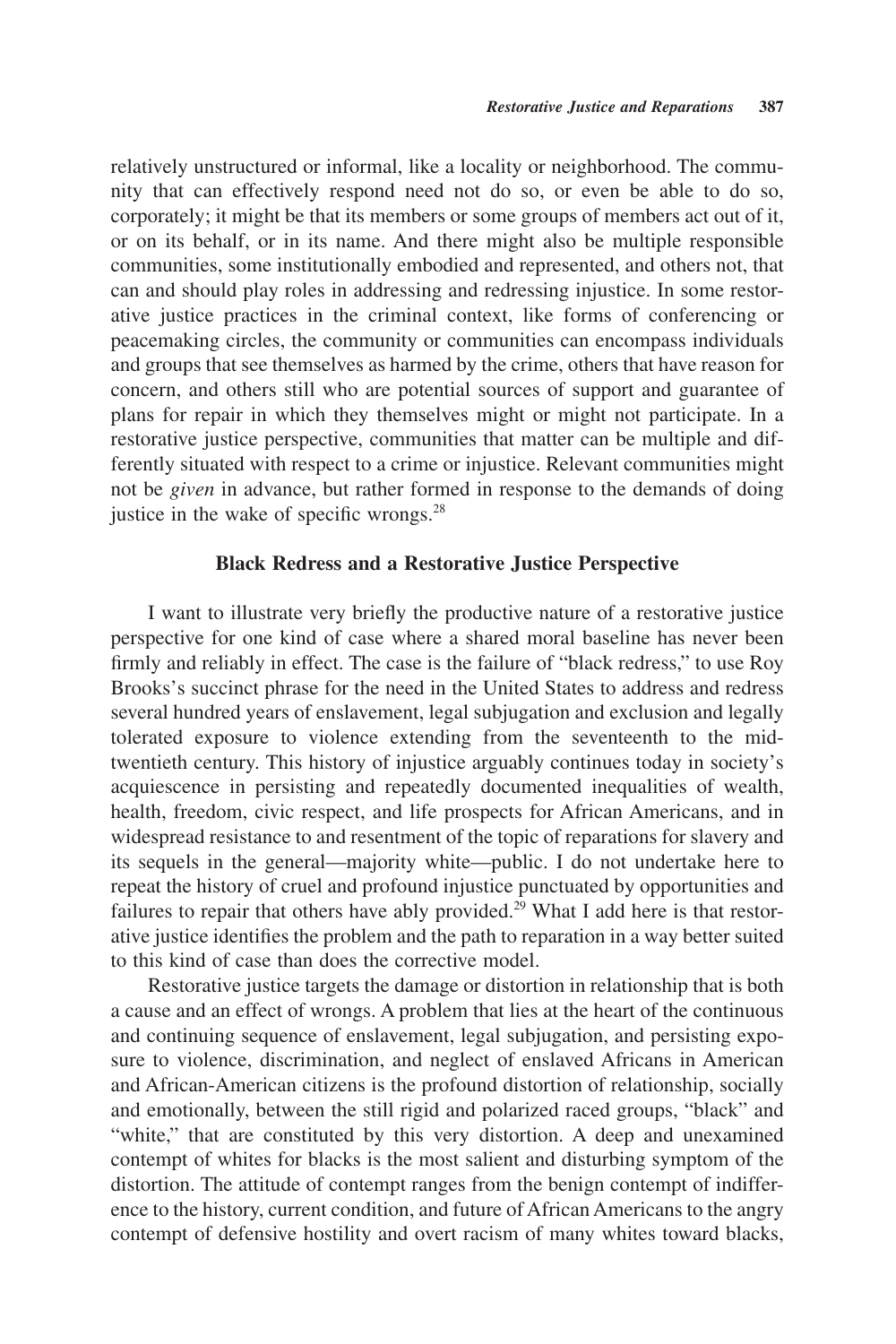relatively unstructured or informal, like a locality or neighborhood. The community that can effectively respond need not do so, or even be able to do so, corporately; it might be that its members or some groups of members act out of it, or on its behalf, or in its name. And there might also be multiple responsible communities, some institutionally embodied and represented, and others not, that can and should play roles in addressing and redressing injustice. In some restorative justice practices in the criminal context, like forms of conferencing or peacemaking circles, the community or communities can encompass individuals and groups that see themselves as harmed by the crime, others that have reason for concern, and others still who are potential sources of support and guarantee of plans for repair in which they themselves might or might not participate. In a restorative justice perspective, communities that matter can be multiple and differently situated with respect to a crime or injustice. Relevant communities might not be *given* in advance, but rather formed in response to the demands of doing justice in the wake of specific wrongs.[28]

## Black Redress and a Restorative Justice Perspective

I want to illustrate very briefly the productive nature of a restorative justice perspective for one kind of case where a shared moral baseline has never been firmly and reliably in effect. The case is the failure of "black redress," to use Roy Brooks's succinct phrase for the need in the United States to address and redress several hundred years of enslavement, legal subjugation and exclusion and legally tolerated exposure to violence extending from the seventeenth to the mid-twentieth century. This history of injustice arguably continues today in society's acquiescence in persisting and repeatedly documented inequalities of wealth, health, freedom, civic respect, and life prospects for African Americans, and in widespread resistance to and resentment of the topic of reparations for slavery and its sequels in the general—majority white—public. I do not undertake here to repeat the history of cruel and profound injustice punctuated by opportunities and failures to repair that others have ably provided.[29] What I add here is that restorative justice identifies the problem and the path to reparation in a way better suited to this kind of case than does the corrective model.

Restorative justice targets the damage or distortion in relationship that is both a cause and an effect of wrongs. A problem that lies at the heart of the continuous and continuing sequence of enslavement, legal subjugation, and persisting exposure to violence, discrimination, and neglect of enslaved Africans in American and African-American citizens is the profound distortion of relationship, socially and emotionally, between the still rigid and polarized raced groups, "black" and "white," that are constituted by this very distortion. A deep and unexamined contempt of whites for blacks is the most salient and disturbing symptom of the distortion. The attitude of contempt ranges from the benign contempt of indifference to the history, current condition, and future of African Americans to the angry contempt of defensive hostility and overt racism of many whites toward blacks,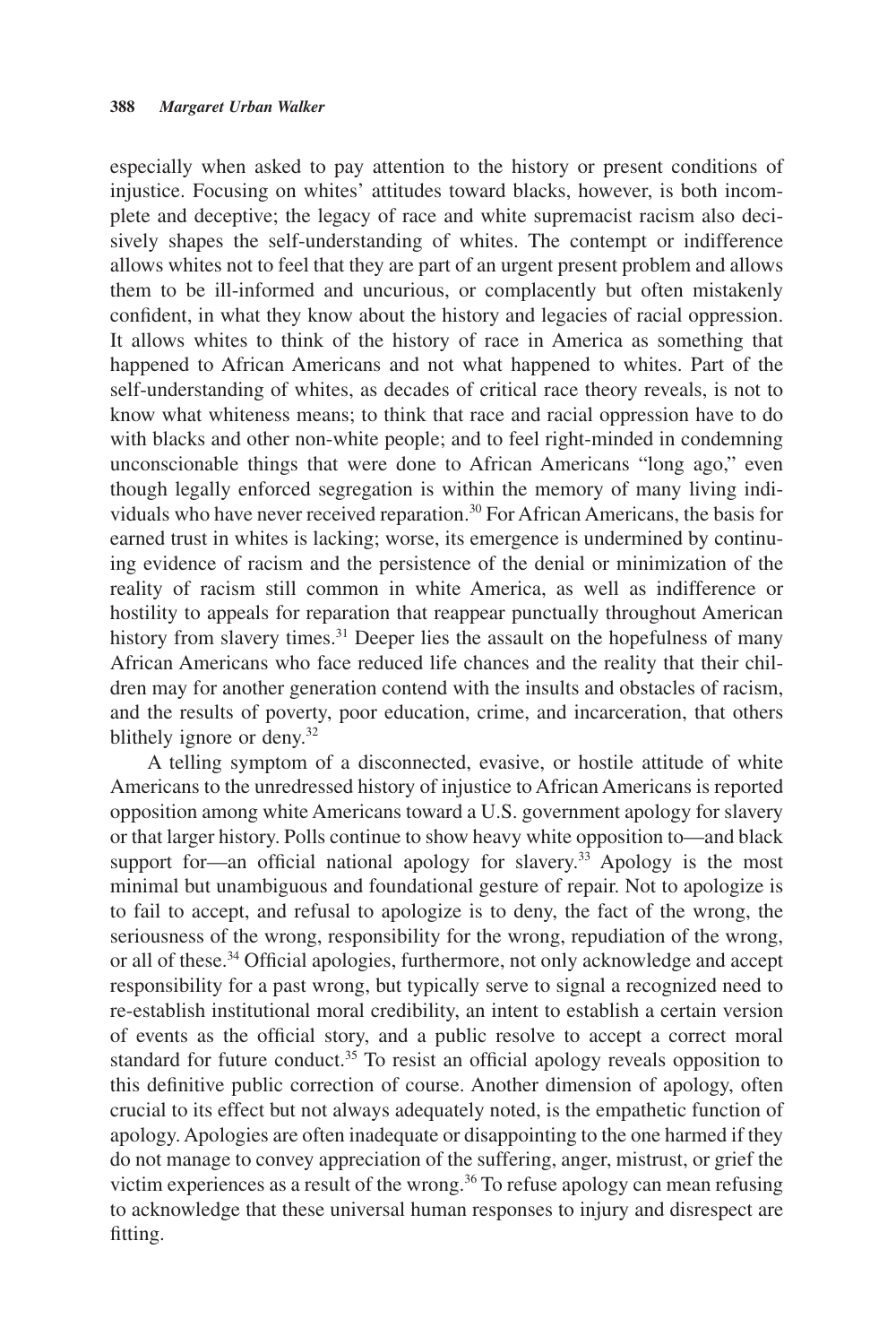especially when asked to pay attention to the history or present conditions of injustice. Focusing on whites' attitudes toward blacks, however, is both incomplete and deceptive; the legacy of race and white supremacist racism also decisively shapes the self-understanding of whites. The contempt or indifference allows whites not to feel that they are part of an urgent present problem and allows them to be ill-informed and uncurious, or complacently but often mistakenly confident, in what they know about the history and legacies of racial oppression. It allows whites to think of the history of race in America as something that happened to African Americans and not what happened to whites. Part of the self-understanding of whites, as decades of critical race theory reveals, is not to know what whiteness means; to think that race and racial oppression have to do with blacks and other non-white people; and to feel right-minded in condemning unconscionable things that were done to African Americans "long ago," even though legally enforced segregation is within the memory of many living individuals who have never received reparation.[30] For African Americans, the basis for earned trust in whites is lacking; worse, its emergence is undermined by continuing evidence of racism and the persistence of the denial or minimization of the reality of racism still common in white America, as well as indifference or hostility to appeals for reparation that reappear punctually throughout American history from slavery times.[31] Deeper lies the assault on the hopefulness of many African Americans who face reduced life chances and the reality that their children may for another generation contend with the insults and obstacles of racism, and the results of poverty, poor education, crime, and incarceration, that others blithely ignore or deny.[32]

A telling symptom of a disconnected, evasive, or hostile attitude of white Americans to the unredressed history of injustice to African Americans is reported opposition among white Americans toward a U.S. government apology for slavery or that larger history. Polls continue to show heavy white opposition to—and black support for—an official national apology for slavery.[33] Apology is the most minimal but unambiguous and foundational gesture of repair. Not to apologize is to fail to accept, and refusal to apologize is to deny, the fact of the wrong, the seriousness of the wrong, responsibility for the wrong, repudiation of the wrong, or all of these.[34] Official apologies, furthermore, not only acknowledge and accept responsibility for a past wrong, but typically serve to signal a recognized need to re-establish institutional moral credibility, an intent to establish a certain version of events as the official story, and a public resolve to accept a correct moral standard for future conduct.[35] To resist an official apology reveals opposition to this definitive public correction of course. Another dimension of apology, often crucial to its effect but not always adequately noted, is the empathetic function of apology. Apologies are often inadequate or disappointing to the one harmed if they do not manage to convey appreciation of the suffering, anger, mistrust, or grief the victim experiences as a result of the wrong.[36] To refuse apology can mean refusing to acknowledge that these universal human responses to injury and disrespect are fitting.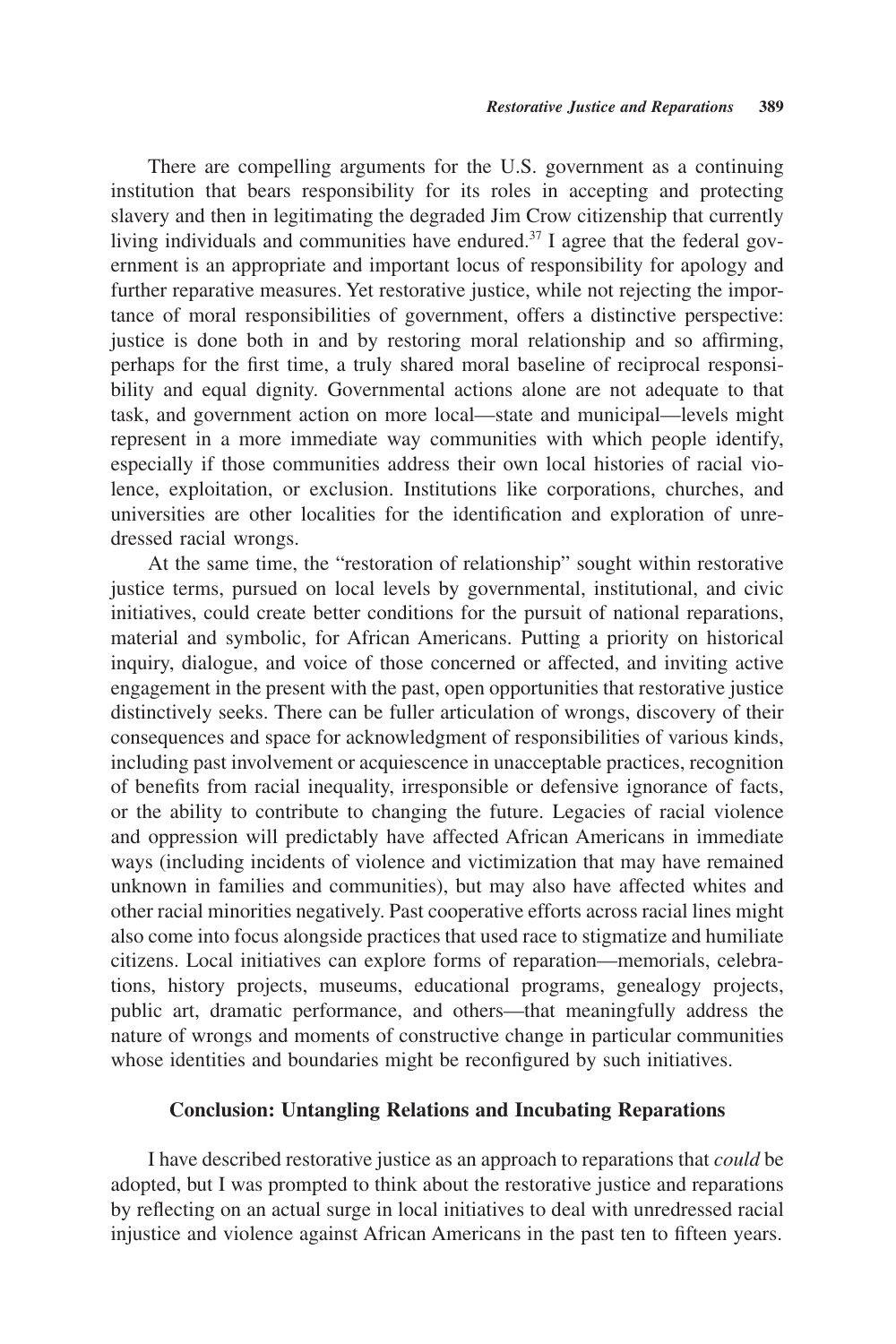There are compelling arguments for the U.S. government as a continuing institution that bears responsibility for its roles in accepting and protecting slavery and then in legitimating the degraded Jim Crow citizenship that currently living individuals and communities have endured.[37] I agree that the federal government is an appropriate and important locus of responsibility for apology and further reparative measures. Yet restorative justice, while not rejecting the importance of moral responsibilities of government, offers a distinctive perspective: justice is done both in and by restoring moral relationship and so affirming, perhaps for the first time, a truly shared moral baseline of reciprocal responsibility and equal dignity. Governmental actions alone are not adequate to that task, and government action on more local—state and municipal—levels might represent in a more immediate way communities with which people identify, especially if those communities address their own local histories of racial violence, exploitation, or exclusion. Institutions like corporations, churches, and universities are other localities for the identification and exploration of unredressed racial wrongs.

At the same time, the "restoration of relationship" sought within restorative justice terms, pursued on local levels by governmental, institutional, and civic initiatives, could create better conditions for the pursuit of national reparations, material and symbolic, for African Americans. Putting a priority on historical inquiry, dialogue, and voice of those concerned or affected, and inviting active engagement in the present with the past, open opportunities that restorative justice distinctively seeks. There can be fuller articulation of wrongs, discovery of their consequences and space for acknowledgment of responsibilities of various kinds, including past involvement or acquiescence in unacceptable practices, recognition of benefits from racial inequality, irresponsible or defensive ignorance of facts, or the ability to contribute to changing the future. Legacies of racial violence and oppression will predictably have affected African Americans in immediate ways (including incidents of violence and victimization that may have remained unknown in families and communities), but may also have affected whites and other racial minorities negatively. Past cooperative efforts across racial lines might also come into focus alongside practices that used race to stigmatize and humiliate citizens. Local initiatives can explore forms of reparation—memorials, celebrations, history projects, museums, educational programs, genealogy projects, public art, dramatic performance, and others—that meaningfully address the nature of wrongs and moments of constructive change in particular communities whose identities and boundaries might be reconfigured by such initiatives.

## Conclusion: Untangling Relations and Incubating Reparations

I have described restorative justice as an approach to reparations that *could* be adopted, but I was prompted to think about the restorative justice and reparations by reflecting on an actual surge in local initiatives to deal with unredressed racial injustice and violence against African Americans in the past ten to fifteen years.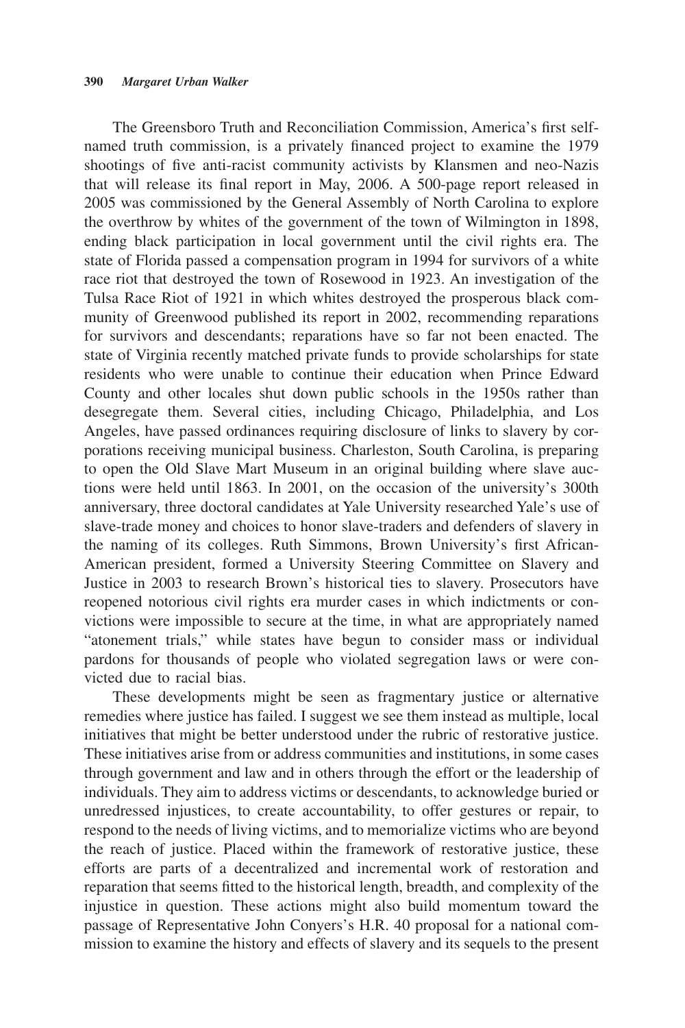The Greensboro Truth and Reconciliation Commission, America's first self-named truth commission, is a privately financed project to examine the 1979 shootings of five anti-racist community activists by Klansmen and neo-Nazis that will release its final report in May, 2006. A 500-page report released in 2005 was commissioned by the General Assembly of North Carolina to explore the overthrow by whites of the government of the town of Wilmington in 1898, ending black participation in local government until the civil rights era. The state of Florida passed a compensation program in 1994 for survivors of a white race riot that destroyed the town of Rosewood in 1923. An investigation of the Tulsa Race Riot of 1921 in which whites destroyed the prosperous black community of Greenwood published its report in 2002, recommending reparations for survivors and descendants; reparations have so far not been enacted. The state of Virginia recently matched private funds to provide scholarships for state residents who were unable to continue their education when Prince Edward County and other locales shut down public schools in the 1950s rather than desegregate them. Several cities, including Chicago, Philadelphia, and Los Angeles, have passed ordinances requiring disclosure of links to slavery by corporations receiving municipal business. Charleston, South Carolina, is preparing to open the Old Slave Mart Museum in an original building where slave auctions were held until 1863. In 2001, on the occasion of the university's 300th anniversary, three doctoral candidates at Yale University researched Yale's use of slave-trade money and choices to honor slave-traders and defenders of slavery in the naming of its colleges. Ruth Simmons, Brown University's first African-American president, formed a University Steering Committee on Slavery and Justice in 2003 to research Brown's historical ties to slavery. Prosecutors have reopened notorious civil rights era murder cases in which indictments or convictions were impossible to secure at the time, in what are appropriately named "atonement trials," while states have begun to consider mass or individual pardons for thousands of people who violated segregation laws or were convicted due to racial bias.

These developments might be seen as fragmentary justice or alternative remedies where justice has failed. I suggest we see them instead as multiple, local initiatives that might be better understood under the rubric of restorative justice. These initiatives arise from or address communities and institutions, in some cases through government and law and in others through the effort or the leadership of individuals. They aim to address victims or descendants, to acknowledge buried or unredressed injustices, to create accountability, to offer gestures or repair, to respond to the needs of living victims, and to memorialize victims who are beyond the reach of justice. Placed within the framework of restorative justice, these efforts are parts of a decentralized and incremental work of restoration and reparation that seems fitted to the historical length, breadth, and complexity of the injustice in question. These actions might also build momentum toward the passage of Representative John Conyers's H.R. 40 proposal for a national commission to examine the history and effects of slavery and its sequels to the present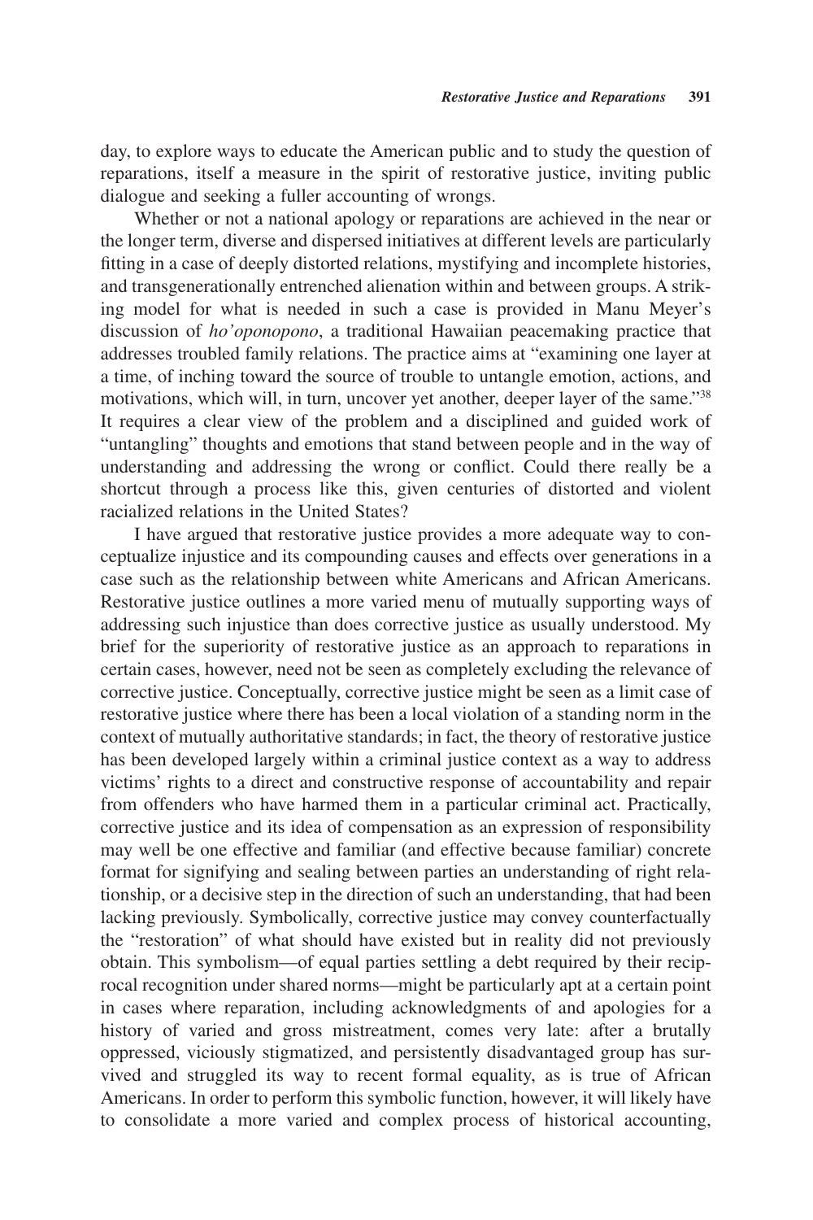day, to explore ways to educate the American public and to study the question of reparations, itself a measure in the spirit of restorative justice, inviting public dialogue and seeking a fuller accounting of wrongs.

Whether or not a national apology or reparations are achieved in the near or the longer term, diverse and dispersed initiatives at different levels are particularly fitting in a case of deeply distorted relations, mystifying and incomplete histories, and transgenerationally entrenched alienation within and between groups. A striking model for what is needed in such a case is provided in Manu Meyer's discussion of *ho'oponopono*, a traditional Hawaiian peacemaking practice that addresses troubled family relations. The practice aims at "examining one layer at a time, of inching toward the source of trouble to untangle emotion, actions, and motivations, which will, in turn, uncover yet another, deeper layer of the same."[38] It requires a clear view of the problem and a disciplined and guided work of "untangling" thoughts and emotions that stand between people and in the way of understanding and addressing the wrong or conflict. Could there really be a shortcut through a process like this, given centuries of distorted and violent racialized relations in the United States?

I have argued that restorative justice provides a more adequate way to conceptualize injustice and its compounding causes and effects over generations in a case such as the relationship between white Americans and African Americans. Restorative justice outlines a more varied menu of mutually supporting ways of addressing such injustice than does corrective justice as usually understood. My brief for the superiority of restorative justice as an approach to reparations in certain cases, however, need not be seen as completely excluding the relevance of corrective justice. Conceptually, corrective justice might be seen as a limit case of restorative justice where there has been a local violation of a standing norm in the context of mutually authoritative standards; in fact, the theory of restorative justice has been developed largely within a criminal justice context as a way to address victims' rights to a direct and constructive response of accountability and repair from offenders who have harmed them in a particular criminal act. Practically, corrective justice and its idea of compensation as an expression of responsibility may well be one effective and familiar (and effective because familiar) concrete format for signifying and sealing between parties an understanding of right relationship, or a decisive step in the direction of such an understanding, that had been lacking previously. Symbolically, corrective justice may convey counterfactually the "restoration" of what should have existed but in reality did not previously obtain. This symbolism—of equal parties settling a debt required by their reciprocal recognition under shared norms—might be particularly apt at a certain point in cases where reparation, including acknowledgments of and apologies for a history of varied and gross mistreatment, comes very late: after a brutally oppressed, viciously stigmatized, and persistently disadvantaged group has survived and struggled its way to recent formal equality, as is true of African Americans. In order to perform this symbolic function, however, it will likely have to consolidate a more varied and complex process of historical accounting,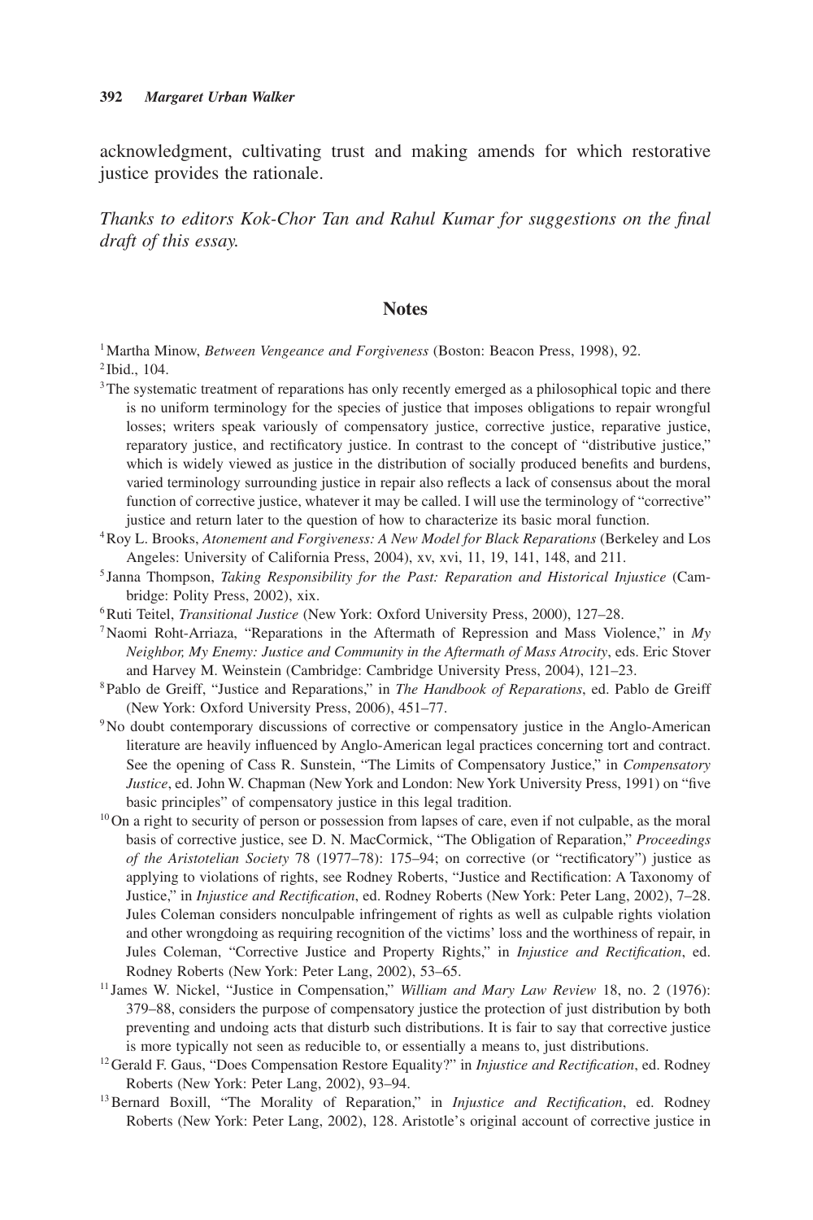acknowledgment, cultivating trust and making amends for which restorative justice provides the rationale.

*Thanks to editors Kok-Chor Tan and Rahul Kumar for suggestions on the final draft of this essay.*

## Notes

[1] Martha Minow, *Between Vengeance and Forgiveness* (Boston: Beacon Press, 1998), 92.

[2] Ibid., 104.

[3] The systematic treatment of reparations has only recently emerged as a philosophical topic and there is no uniform terminology for the species of justice that imposes obligations to repair wrongful losses; writers speak variously of compensatory justice, corrective justice, reparative justice, reparatory justice, and rectificatory justice. In contrast to the concept of "distributive justice," which is widely viewed as justice in the distribution of socially produced benefits and burdens, varied terminology surrounding justice in repair also reflects a lack of consensus about the moral function of corrective justice, whatever it may be called. I will use the terminology of "corrective" justice and return later to the question of how to characterize its basic moral function.

[4] Roy L. Brooks, *Atonement and Forgiveness: A New Model for Black Reparations* (Berkeley and Los Angeles: University of California Press, 2004), xv, xvi, 11, 19, 141, 148, and 211.

[5] Janna Thompson, *Taking Responsibility for the Past: Reparation and Historical Injustice* (Cambridge: Polity Press, 2002), xix.

[6] Ruti Teitel, *Transitional Justice* (New York: Oxford University Press, 2000), 127–28.

[7] Naomi Roht-Arriaza, "Reparations in the Aftermath of Repression and Mass Violence," in *My Neighbor, My Enemy: Justice and Community in the Aftermath of Mass Atrocity*, eds. Eric Stover and Harvey M. Weinstein (Cambridge: Cambridge University Press, 2004), 121–23.

[8] Pablo de Greiff, "Justice and Reparations," in *The Handbook of Reparations*, ed. Pablo de Greiff (New York: Oxford University Press, 2006), 451–77.

[9] No doubt contemporary discussions of corrective or compensatory justice in the Anglo-American literature are heavily influenced by Anglo-American legal practices concerning tort and contract. See the opening of Cass R. Sunstein, "The Limits of Compensatory Justice," in *Compensatory Justice*, ed. John W. Chapman (New York and London: New York University Press, 1991) on "five basic principles" of compensatory justice in this legal tradition.

[10] On a right to security of person or possession from lapses of care, even if not culpable, as the moral basis of corrective justice, see D. N. MacCormick, "The Obligation of Reparation," *Proceedings of the Aristotelian Society* 78 (1977–78): 175–94; on corrective (or "rectificatory") justice as applying to violations of rights, see Rodney Roberts, "Justice and Rectification: A Taxonomy of Justice," in *Injustice and Rectification*, ed. Rodney Roberts (New York: Peter Lang, 2002), 7–28. Jules Coleman considers nonculpable infringement of rights as well as culpable rights violation and other wrongdoing as requiring recognition of the victims' loss and the worthiness of repair, in Jules Coleman, "Corrective Justice and Property Rights," in *Injustice and Rectification*, ed. Rodney Roberts (New York: Peter Lang, 2002), 53–65.

[11] James W. Nickel, "Justice in Compensation," *William and Mary Law Review* 18, no. 2 (1976): 379–88, considers the purpose of compensatory justice the protection of just distribution by both preventing and undoing acts that disturb such distributions. It is fair to say that corrective justice is more typically not seen as reducible to, or essentially a means to, just distributions.

[12] Gerald F. Gaus, "Does Compensation Restore Equality?" in *Injustice and Rectification*, ed. Rodney Roberts (New York: Peter Lang, 2002), 93–94.

[13] Bernard Boxill, "The Morality of Reparation," in *Injustice and Rectification*, ed. Rodney Roberts (New York: Peter Lang, 2002), 128. Aristotle's original account of corrective justice in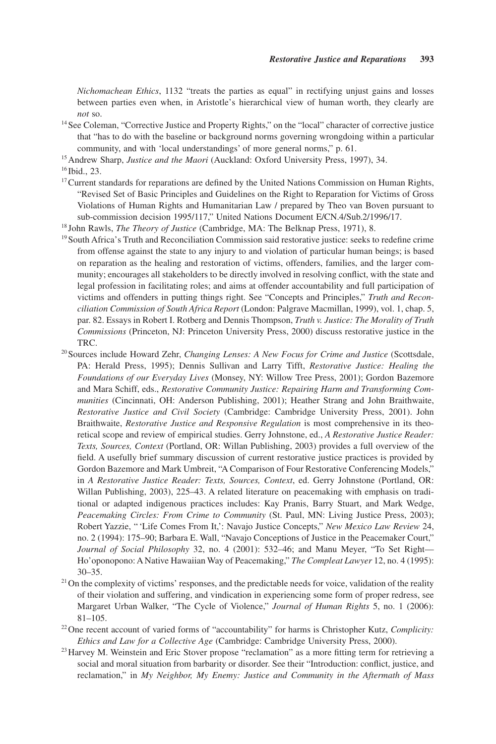*Nichomachean Ethics*, 1132 "treats the parties as equal" in rectifying unjust gains and losses between parties even when, in Aristotle's hierarchical view of human worth, they clearly are *not* so.

[14] See Coleman, "Corrective Justice and Property Rights," on the "local" character of corrective justice that "has to do with the baseline or background norms governing wrongdoing within a particular community, and with 'local understandings' of more general norms," p. 61.

[15] Andrew Sharp, *Justice and the Maori* (Auckland: Oxford University Press, 1997), 34.

[16] Ibid., 23.

[17] Current standards for reparations are defined by the United Nations Commission on Human Rights, "Revised Set of Basic Principles and Guidelines on the Right to Reparation for Victims of Gross Violations of Human Rights and Humanitarian Law / prepared by Theo van Boven pursuant to sub-commission decision 1995/117," United Nations Document E/CN.4/Sub.2/1996/17.

[18] John Rawls, *The Theory of Justice* (Cambridge, MA: The Belknap Press, 1971), 8.

[19] South Africa's Truth and Reconciliation Commission said restorative justice: seeks to redefine crime from offense against the state to any injury to and violation of particular human beings; is based on reparation as the healing and restoration of victims, offenders, families, and the larger community; encourages all stakeholders to be directly involved in resolving conflict, with the state and legal profession in facilitating roles; and aims at offender accountability and full participation of victims and offenders in putting things right. See "Concepts and Principles," *Truth and Reconciliation Commission of South Africa Report* (London: Palgrave Macmillan, 1999), vol. 1, chap. 5, par. 82. Essays in Robert I. Rotberg and Dennis Thompson, *Truth v. Justice: The Morality of Truth Commissions* (Princeton, NJ: Princeton University Press, 2000) discuss restorative justice in the TRC.

[20] Sources include Howard Zehr, *Changing Lenses: A New Focus for Crime and Justice* (Scottsdale, PA: Herald Press, 1995); Dennis Sullivan and Larry Tifft, *Restorative Justice: Healing the Foundations of our Everyday Lives* (Monsey, NY: Willow Tree Press, 2001); Gordon Bazemore and Mara Schiff, eds., *Restorative Community Justice: Repairing Harm and Transforming Communities* (Cincinnati, OH: Anderson Publishing, 2001); Heather Strang and John Braithwaite, *Restorative Justice and Civil Society* (Cambridge: Cambridge University Press, 2001). John Braithwaite, *Restorative Justice and Responsive Regulation* is most comprehensive in its theoretical scope and review of empirical studies. Gerry Johnstone, ed., *A Restorative Justice Reader: Texts, Sources, Context* (Portland, OR: Willan Publishing, 2003) provides a full overview of the field. A usefully brief summary discussion of current restorative justice practices is provided by Gordon Bazemore and Mark Umbreit, "A Comparison of Four Restorative Conferencing Models," in *A Restorative Justice Reader: Texts, Sources, Context*, ed. Gerry Johnstone (Portland, OR: Willan Publishing, 2003), 225–43. A related literature on peacemaking with emphasis on traditional or adapted indigenous practices includes: Kay Pranis, Barry Stuart, and Mark Wedge, *Peacemaking Circles: From Crime to Community* (St. Paul, MN: Living Justice Press, 2003); Robert Yazzie, " 'Life Comes From It,': Navajo Justice Concepts," *New Mexico Law Review* 24, no. 2 (1994): 175–90; Barbara E. Wall, "Navajo Conceptions of Justice in the Peacemaker Court," *Journal of Social Philosophy* 32, no. 4 (2001): 532–46; and Manu Meyer, "To Set Right—Ho'oponopono: A Native Hawaiian Way of Peacemaking," *The Compleat Lawyer* 12, no. 4 (1995): 30–35.

[21] On the complexity of victims' responses, and the predictable needs for voice, validation of the reality of their violation and suffering, and vindication in experiencing some form of proper redress, see Margaret Urban Walker, "The Cycle of Violence," *Journal of Human Rights* 5, no. 1 (2006): 81–105.

[22] One recent account of varied forms of "accountability" for harms is Christopher Kutz, *Complicity: Ethics and Law for a Collective Age* (Cambridge: Cambridge University Press, 2000).

[23] Harvey M. Weinstein and Eric Stover propose "reclamation" as a more fitting term for retrieving a social and moral situation from barbarity or disorder. See their "Introduction: conflict, justice, and reclamation," in *My Neighbor, My Enemy: Justice and Community in the Aftermath of Mass*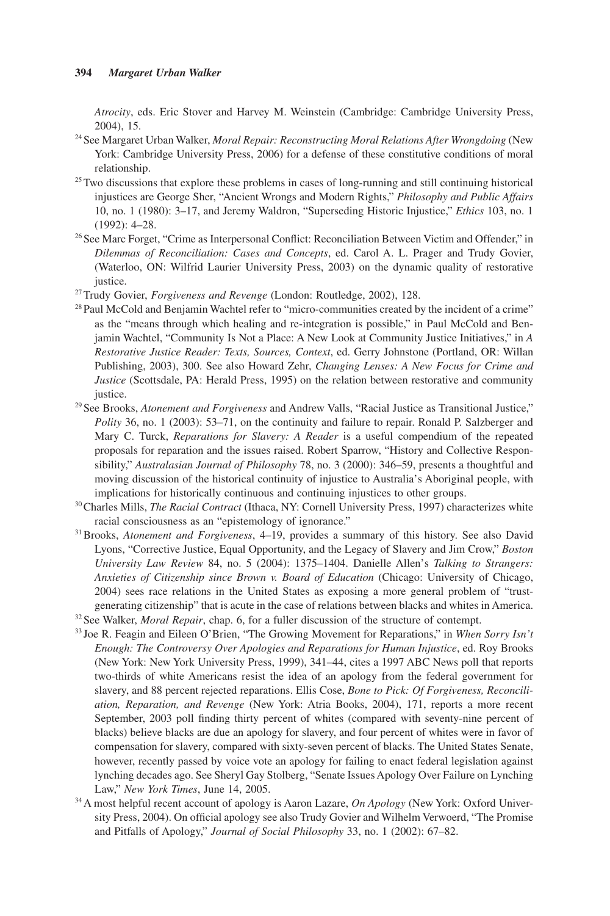*Atrocity*, eds. Eric Stover and Harvey M. Weinstein (Cambridge: Cambridge University Press, 2004), 15.

[24] See Margaret Urban Walker, *Moral Repair: Reconstructing Moral Relations After Wrongdoing* (New York: Cambridge University Press, 2006) for a defense of these constitutive conditions of moral relationship.

[25] Two discussions that explore these problems in cases of long-running and still continuing historical injustices are George Sher, "Ancient Wrongs and Modern Rights," *Philosophy and Public Affairs* 10, no. 1 (1980): 3–17, and Jeremy Waldron, "Superseding Historic Injustice," *Ethics* 103, no. 1 (1992): 4–28.

[26] See Marc Forget, "Crime as Interpersonal Conflict: Reconciliation Between Victim and Offender," in *Dilemmas of Reconciliation: Cases and Concepts*, ed. Carol A. L. Prager and Trudy Govier, (Waterloo, ON: Wilfrid Laurier University Press, 2003) on the dynamic quality of restorative justice.

[27] Trudy Govier, *Forgiveness and Revenge* (London: Routledge, 2002), 128.

[28] Paul McCold and Benjamin Wachtel refer to "micro-communities created by the incident of a crime" as the "means through which healing and re-integration is possible," in Paul McCold and Benjamin Wachtel, "Community Is Not a Place: A New Look at Community Justice Initiatives," in *A Restorative Justice Reader: Texts, Sources, Context*, ed. Gerry Johnstone (Portland, OR: Willan Publishing, 2003), 300. See also Howard Zehr, *Changing Lenses: A New Focus for Crime and Justice* (Scottsdale, PA: Herald Press, 1995) on the relation between restorative and community justice.

[29] See Brooks, *Atonement and Forgiveness* and Andrew Valls, "Racial Justice as Transitional Justice," *Polity* 36, no. 1 (2003): 53–71, on the continuity and failure to repair. Ronald P. Salzberger and Mary C. Turck, *Reparations for Slavery: A Reader* is a useful compendium of the repeated proposals for reparation and the issues raised. Robert Sparrow, "History and Collective Responsibility," *Australasian Journal of Philosophy* 78, no. 3 (2000): 346–59, presents a thoughtful and moving discussion of the historical continuity of injustice to Australia's Aboriginal people, with implications for historically continuous and continuing injustices to other groups.

[30] Charles Mills, *The Racial Contract* (Ithaca, NY: Cornell University Press, 1997) characterizes white racial consciousness as an "epistemology of ignorance."

[31] Brooks, *Atonement and Forgiveness*, 4–19, provides a summary of this history. See also David Lyons, "Corrective Justice, Equal Opportunity, and the Legacy of Slavery and Jim Crow," *Boston University Law Review* 84, no. 5 (2004): 1375–1404. Danielle Allen's *Talking to Strangers: Anxieties of Citizenship since Brown v. Board of Education* (Chicago: University of Chicago, 2004) sees race relations in the United States as exposing a more general problem of "trust-generating citizenship" that is acute in the case of relations between blacks and whites in America.

[32] See Walker, *Moral Repair*, chap. 6, for a fuller discussion of the structure of contempt.

[33] Joe R. Feagin and Eileen O'Brien, "The Growing Movement for Reparations," in *When Sorry Isn't Enough: The Controversy Over Apologies and Reparations for Human Injustice*, ed. Roy Brooks (New York: New York University Press, 1999), 341–44, cites a 1997 ABC News poll that reports two-thirds of white Americans resist the idea of an apology from the federal government for slavery, and 88 percent rejected reparations. Ellis Cose, *Bone to Pick: Of Forgiveness, Reconciliation, Reparation, and Revenge* (New York: Atria Books, 2004), 171, reports a more recent September, 2003 poll finding thirty percent of whites (compared with seventy-nine percent of blacks) believe blacks are due an apology for slavery, and four percent of whites were in favor of compensation for slavery, compared with sixty-seven percent of blacks. The United States Senate, however, recently passed by voice vote an apology for failing to enact federal legislation against lynching decades ago. See Sheryl Gay Stolberg, "Senate Issues Apology Over Failure on Lynching Law," *New York Times*, June 14, 2005.

[34] A most helpful recent account of apology is Aaron Lazare, *On Apology* (New York: Oxford University Press, 2004). On official apology see also Trudy Govier and Wilhelm Verwoerd, "The Promise and Pitfalls of Apology," *Journal of Social Philosophy* 33, no. 1 (2002): 67–82.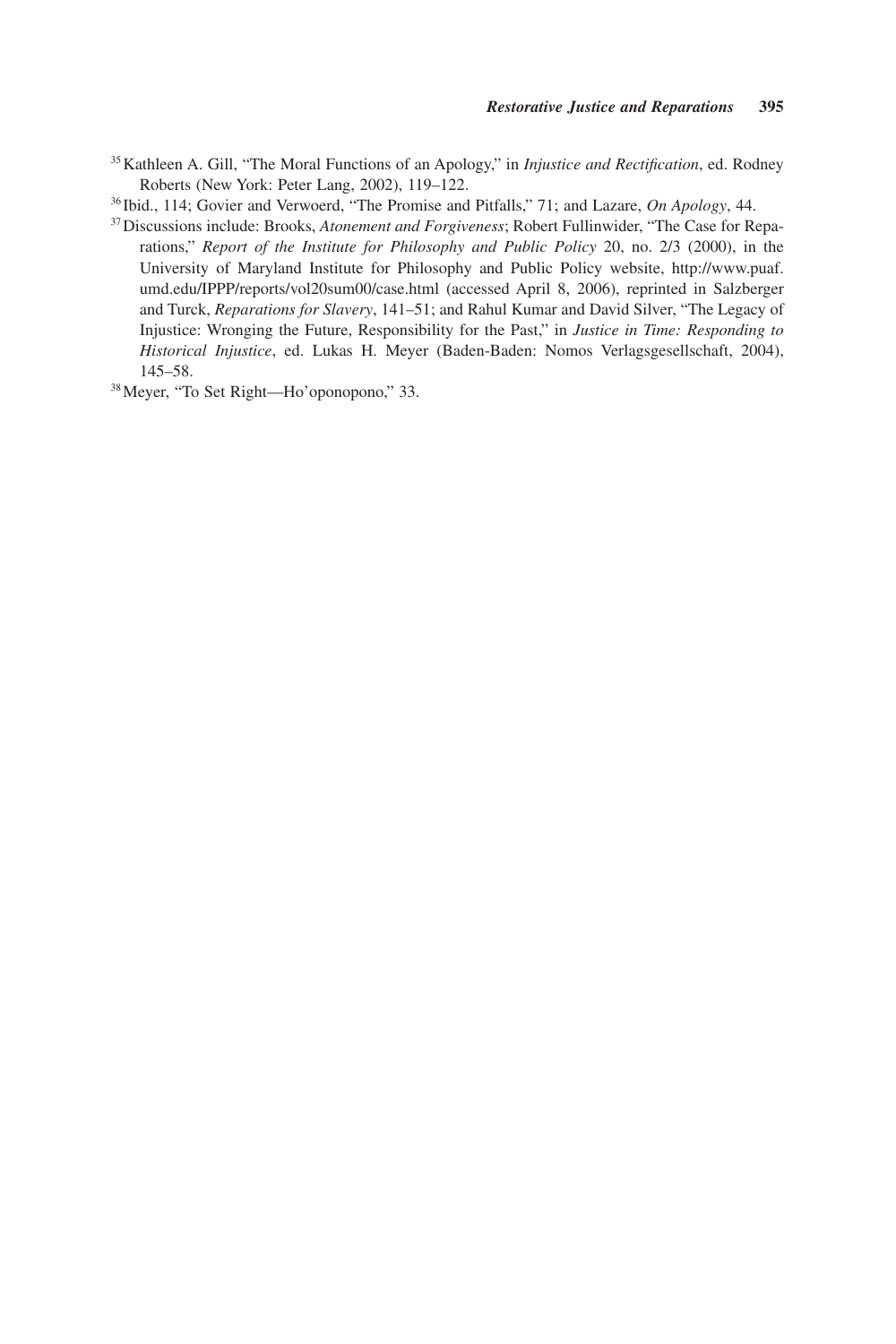[35] Kathleen A. Gill, "The Moral Functions of an Apology," in *Injustice and Rectification*, ed. Rodney Roberts (New York: Peter Lang, 2002), 119–122.

[36] Ibid., 114; Govier and Verwoerd, "The Promise and Pitfalls," 71; and Lazare, *On Apology*, 44.

[37] Discussions include: Brooks, *Atonement and Forgiveness*; Robert Fullinwider, "The Case for Reparations," *Report of the Institute for Philosophy and Public Policy* 20, no. 2/3 (2000), in the University of Maryland Institute for Philosophy and Public Policy website, http://www.puaf.umd.edu/IPPP/reports/vol20sum00/case.html (accessed April 8, 2006), reprinted in Salzberger and Turck, *Reparations for Slavery*, 141–51; and Rahul Kumar and David Silver, "The Legacy of Injustice: Wronging the Future, Responsibility for the Past," in *Justice in Time: Responding to Historical Injustice*, ed. Lukas H. Meyer (Baden-Baden: Nomos Verlagsgesellschaft, 2004), 145–58.

[38] Meyer, "To Set Right—Ho'oponopono," 33.